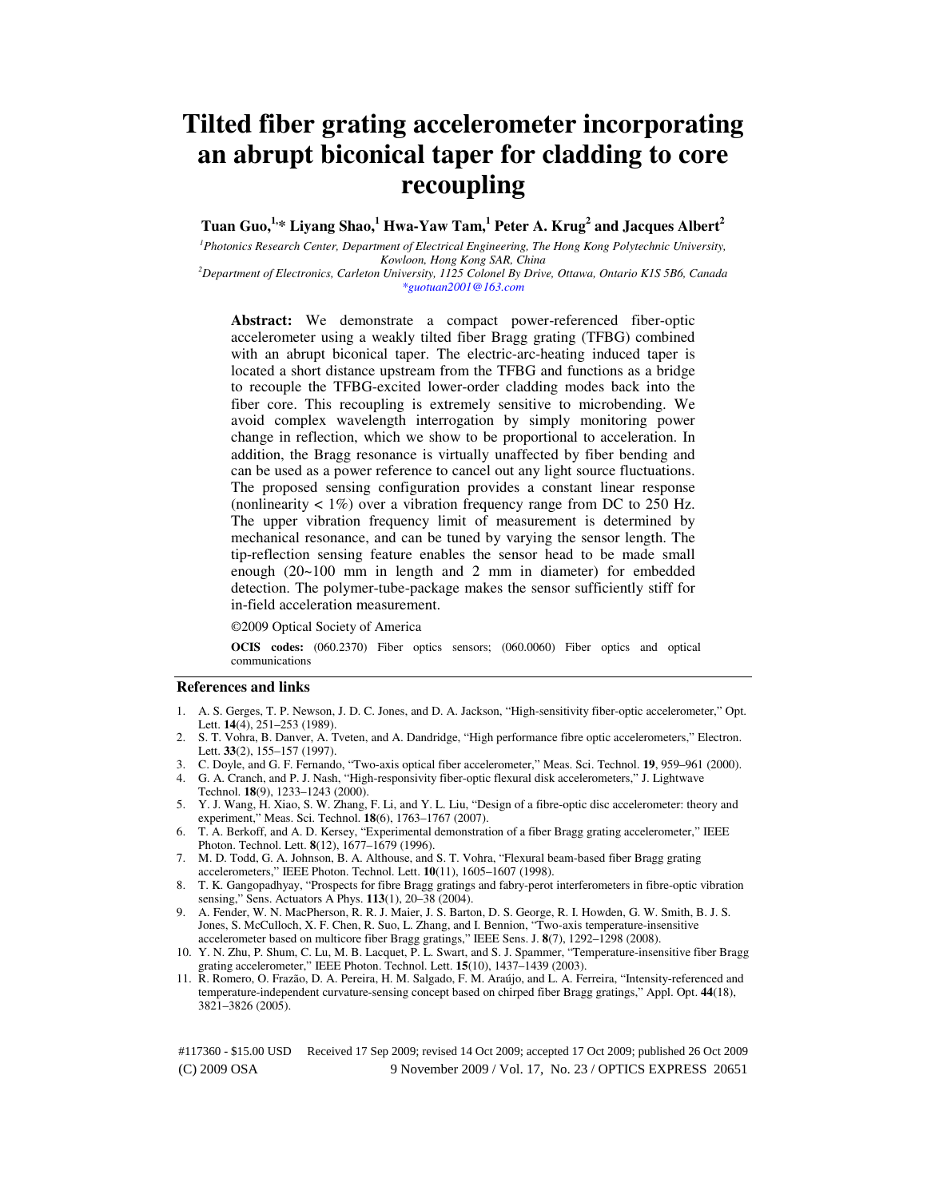# Tilted fiber grating accelerometer incorporating an abrupt biconical taper for cladding to core recoupling

**Tuan Guo,[1,*] Liyang Shao,[1] Hwa-Yaw Tam,[1] Peter A. Krug[2] and Jacques Albert[2]**

[1] *Photonics Research Center, Department of Electrical Engineering, The Hong Kong Polytechnic University, Kowloon, Hong Kong SAR, China*
[2] *Department of Electronics, Carleton University, 1125 Colonel By Drive, Ottawa, Ontario K1S 5B6, Canada*
*guotuan2001@163.com

**Abstract:** We demonstrate a compact power-referenced fiber-optic accelerometer using a weakly tilted fiber Bragg grating (TFBG) combined with an abrupt biconical taper. The electric-arc-heating induced taper is located a short distance upstream from the TFBG and functions as a bridge to recouple the TFBG-excited lower-order cladding modes back into the fiber core. This recoupling is extremely sensitive to microbending. We avoid complex wavelength interrogation by simply monitoring power change in reflection, which we show to be proportional to acceleration. In addition, the Bragg resonance is virtually unaffected by fiber bending and can be used as a power reference to cancel out any light source fluctuations. The proposed sensing configuration provides a constant linear response (nonlinearity < 1%) over a vibration frequency range from DC to 250 Hz. The upper vibration frequency limit of measurement is determined by mechanical resonance, and can be tuned by varying the sensor length. The tip-reflection sensing feature enables the sensor head to be made small enough (20~100 mm in length and 2 mm in diameter) for embedded detection. The polymer-tube-package makes the sensor sufficiently stiff for in-field acceleration measurement.

©2009 Optical Society of America

**OCIS codes:** (060.2370) Fiber optics sensors; (060.0060) Fiber optics and optical communications

## References and links

1. A. S. Gerges, T. P. Newson, J. D. C. Jones, and D. A. Jackson, "High-sensitivity fiber-optic accelerometer," Opt. Lett. **14**(4), 251–253 (1989).
2. S. T. Vohra, B. Danver, A. Tveten, and A. Dandridge, "High performance fibre optic accelerometers," Electron. Lett. **33**(2), 155–157 (1997).
3. C. Doyle, and G. F. Fernando, "Two-axis optical fiber accelerometer," Meas. Sci. Technol. **19**, 959–961 (2000).
4. G. A. Cranch, and P. J. Nash, "High-responsivity fiber-optic flexural disk accelerometers," J. Lightwave Technol. **18**(9), 1233–1243 (2000).
5. Y. J. Wang, H. Xiao, S. W. Zhang, F. Li, and Y. L. Liu, "Design of a fibre-optic disc accelerometer: theory and experiment," Meas. Sci. Technol. **18**(6), 1763–1767 (2007).
6. T. A. Berkoff, and A. D. Kersey, "Experimental demonstration of a fiber Bragg grating accelerometer," IEEE Photon. Technol. Lett. **8**(12), 1677–1679 (1996).
7. M. D. Todd, G. A. Johnson, B. A. Althouse, and S. T. Vohra, "Flexural beam-based fiber Bragg grating accelerometers," IEEE Photon. Technol. Lett. **10**(11), 1605–1607 (1998).
8. T. K. Gangopadhyay, "Prospects for fibre Bragg gratings and fabry-perot interferometers in fibre-optic vibration sensing," Sens. Actuators A Phys. **113**(1), 20–38 (2004).
9. A. Fender, W. N. MacPherson, R. R. J. Maier, J. S. Barton, D. S. George, R. I. Howden, G. W. Smith, B. J. S. Jones, S. McCulloch, X. F. Chen, R. Suo, L. Zhang, and I. Bennion, "Two-axis temperature-insensitive accelerometer based on multicore fiber Bragg gratings," IEEE Sens. J. **8**(7), 1292–1298 (2008).
10. Y. N. Zhu, P. Shum, C. Lu, M. B. Lacquet, P. L. Swart, and S. J. Spammer, "Temperature-insensitive fiber Bragg grating accelerometer," IEEE Photon. Technol. Lett. **15**(10), 1437–1439 (2003).
11. R. Romero, O. Frazão, D. A. Pereira, H. M. Salgado, F. M. Araújo, and L. A. Ferreira, "Intensity-referenced and temperature-independent curvature-sensing concept based on chirped fiber Bragg gratings," Appl. Opt. **44**(18), 3821–3826 (2005).

#117360 - $15.00 USD Received 17 Sep 2009; revised 14 Oct 2009; accepted 17 Oct 2009; published 26 Oct 2009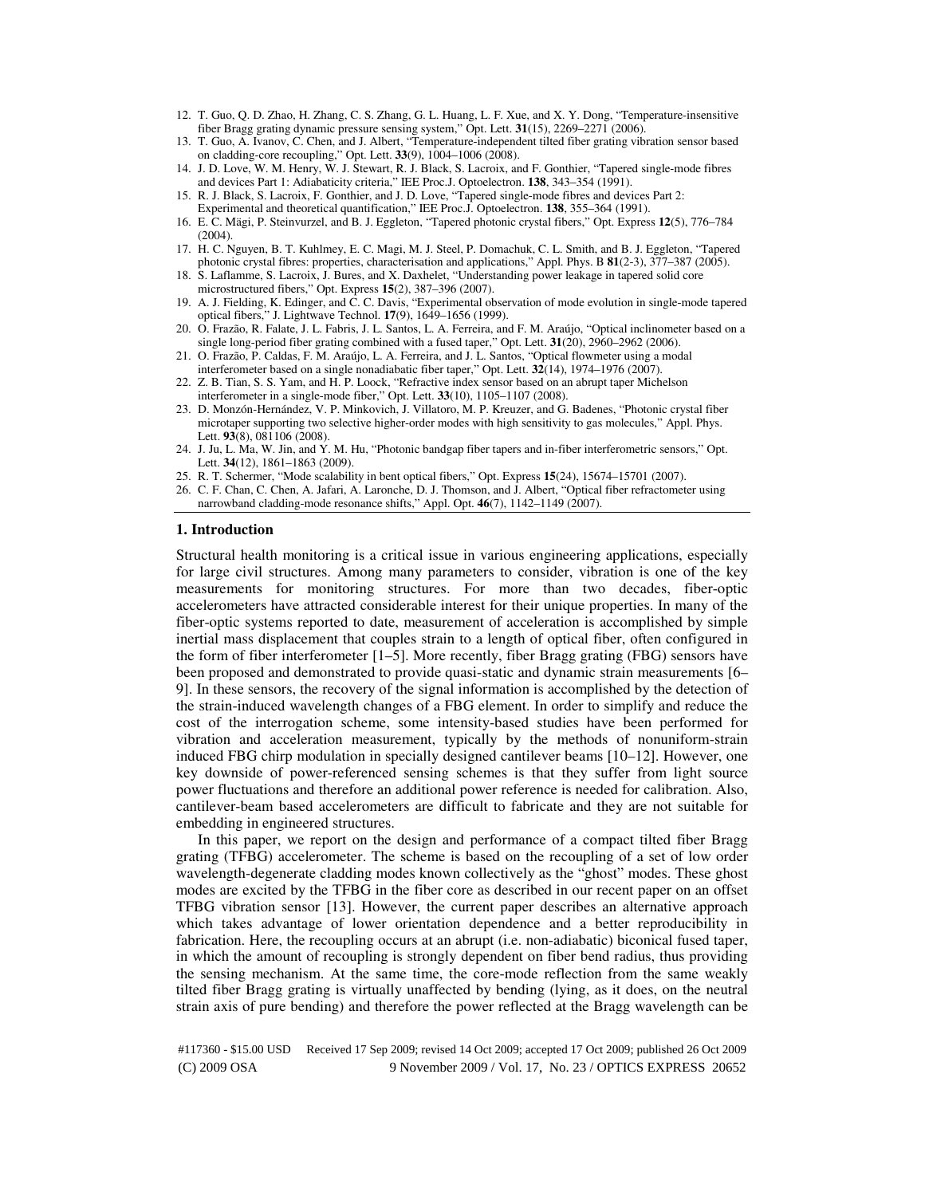12. T. Guo, Q. D. Zhao, H. Zhang, C. S. Zhang, G. L. Huang, L. F. Xue, and X. Y. Dong, "Temperature-insensitive fiber Bragg grating dynamic pressure sensing system," Opt. Lett. **31**(15), 2269–2271 (2006).
13. T. Guo, A. Ivanov, C. Chen, and J. Albert, "Temperature-independent tilted fiber grating vibration sensor based on cladding-core recoupling," Opt. Lett. **33**(9), 1004–1006 (2008).
14. J. D. Love, W. M. Henry, W. J. Stewart, R. J. Black, S. Lacroix, and F. Gonthier, "Tapered single-mode fibres and devices Part 1: Adiabaticity criteria," IEE Proc.J. Optoelectron. **138**, 343–354 (1991).
15. R. J. Black, S. Lacroix, F. Gonthier, and J. D. Love, "Tapered single-mode fibres and devices Part 2: Experimental and theoretical quantification," IEE Proc.J. Optoelectron. **138**, 355–364 (1991).
16. E. C. Mägi, P. Steinvurzel, and B. J. Eggleton, "Tapered photonic crystal fibers," Opt. Express **12**(5), 776–784 (2004).
17. H. C. Nguyen, B. T. Kuhlmey, E. C. Magi, M. J. Steel, P. Domachuk, C. L. Smith, and B. J. Eggleton, "Tapered photonic crystal fibres: properties, characterisation and applications," Appl. Phys. B **81**(2-3), 377–387 (2005).
18. S. Laflamme, S. Lacroix, J. Bures, and X. Daxhelet, "Understanding power leakage in tapered solid core microstructured fibers," Opt. Express **15**(2), 387–396 (2007).
19. A. J. Fielding, K. Edinger, and C. C. Davis, "Experimental observation of mode evolution in single-mode tapered optical fibers," J. Lightwave Technol. **17**(9), 1649–1656 (1999).
20. O. Frazão, R. Falate, J. L. Fabris, J. L. Santos, L. A. Ferreira, and F. M. Araújo, "Optical inclinometer based on a single long-period fiber grating combined with a fused taper," Opt. Lett. **31**(20), 2960–2962 (2006).
21. O. Frazão, P. Caldas, F. M. Araújo, L. A. Ferreira, and J. L. Santos, "Optical flowmeter using a modal interferometer based on a single nonadiabatic fiber taper," Opt. Lett. **32**(14), 1974–1976 (2007).
22. Z. B. Tian, S. S. Yam, and H. P. Loock, "Refractive index sensor based on an abrupt taper Michelson interferometer in a single-mode fiber," Opt. Lett. **33**(10), 1105–1107 (2008).
23. D. Monzón-Hernández, V. P. Minkovich, J. Villatoro, M. P. Kreuzer, and G. Badenes, "Photonic crystal fiber microtaper supporting two selective higher-order modes with high sensitivity to gas molecules," Appl. Phys. Lett. **93**(8), 081106 (2008).
24. J. Ju, L. Ma, W. Jin, and Y. M. Hu, "Photonic bandgap fiber tapers and in-fiber interferometric sensors," Opt. Lett. **34**(12), 1861–1863 (2009).
25. R. T. Schermer, "Mode scalability in bent optical fibers," Opt. Express **15**(24), 15674–15701 (2007).
26. C. F. Chan, C. Chen, A. Jafari, A. Laronche, D. J. Thomson, and J. Albert, "Optical fiber refractometer using narrowband cladding-mode resonance shifts," Appl. Opt. **46**(7), 1142–1149 (2007).

## 1. Introduction

Structural health monitoring is a critical issue in various engineering applications, especially for large civil structures. Among many parameters to consider, vibration is one of the key measurements for monitoring structures. For more than two decades, fiber-optic accelerometers have attracted considerable interest for their unique properties. In many of the fiber-optic systems reported to date, measurement of acceleration is accomplished by simple inertial mass displacement that couples strain to a length of optical fiber, often configured in the form of fiber interferometer [1–5]. More recently, fiber Bragg grating (FBG) sensors have been proposed and demonstrated to provide quasi-static and dynamic strain measurements [6–9]. In these sensors, the recovery of the signal information is accomplished by the detection of the strain-induced wavelength changes of a FBG element. In order to simplify and reduce the cost of the interrogation scheme, some intensity-based studies have been performed for vibration and acceleration measurement, typically by the methods of nonuniform-strain induced FBG chirp modulation in specially designed cantilever beams [10–12]. However, one key downside of power-referenced sensing schemes is that they suffer from light source power fluctuations and therefore an additional power reference is needed for calibration. Also, cantilever-beam based accelerometers are difficult to fabricate and they are not suitable for embedding in engineered structures.

In this paper, we report on the design and performance of a compact tilted fiber Bragg grating (TFBG) accelerometer. The scheme is based on the recoupling of a set of low order wavelength-degenerate cladding modes known collectively as the "ghost" modes. These ghost modes are excited by the TFBG in the fiber core as described in our recent paper on an offset TFBG vibration sensor [13]. However, the current paper describes an alternative approach which takes advantage of lower orientation dependence and a better reproducibility in fabrication. Here, the recoupling occurs at an abrupt (i.e. non-adiabatic) biconical fused taper, in which the amount of recoupling is strongly dependent on fiber bend radius, thus providing the sensing mechanism. At the same time, the core-mode reflection from the same weakly tilted fiber Bragg grating is virtually unaffected by bending (lying, as it does, on the neutral strain axis of pure bending) and therefore the power reflected at the Bragg wavelength can be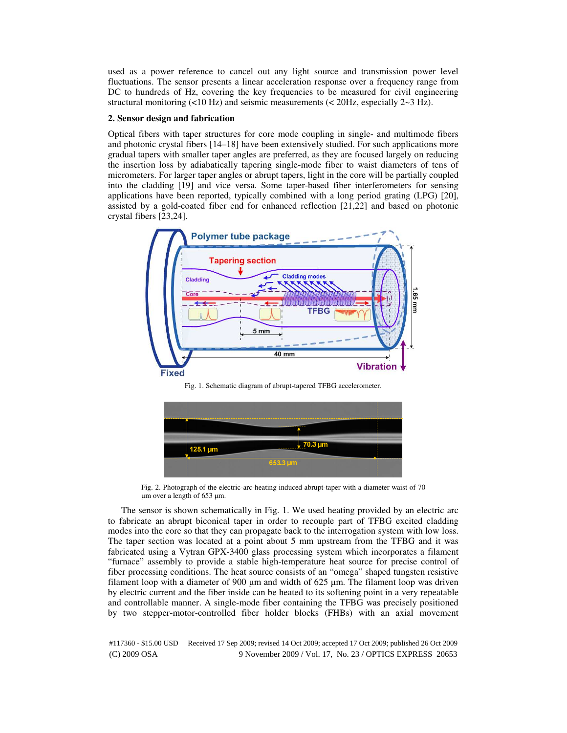used as a power reference to cancel out any light source and transmission power level fluctuations. The sensor presents a linear acceleration response over a frequency range from DC to hundreds of Hz, covering the key frequencies to be measured for civil engineering structural monitoring (<10 Hz) and seismic measurements (< 20Hz, especially 2~3 Hz).

## 2. Sensor design and fabrication

Optical fibers with taper structures for core mode coupling in single- and multimode fibers and photonic crystal fibers [14–18] have been extensively studied. For such applications more gradual tapers with smaller taper angles are preferred, as they are focused largely on reducing the insertion loss by adiabatically tapering single-mode fiber to waist diameters of tens of micrometers. For larger taper angles or abrupt tapers, light in the core will be partially coupled into the cladding [19] and vice versa. Some taper-based fiber interferometers for sensing applications have been reported, typically combined with a long period grating (LPG) [20], assisted by a gold-coated fiber end for enhanced reflection [21,22] and based on photonic crystal fibers [23,24].

Fig. 1. Schematic diagram of abrupt-tapered TFBG accelerometer.

Fig. 2. Photograph of the electric-arc-heating induced abrupt-taper with a diameter waist of 70 µm over a length of 653 µm.

The sensor is shown schematically in Fig. 1. We used heating provided by an electric arc to fabricate an abrupt biconical taper in order to recouple part of TFBG excited cladding modes into the core so that they can propagate back to the interrogation system with low loss. The taper section was located at a point about 5 mm upstream from the TFBG and it was fabricated using a Vytran GPX-3400 glass processing system which incorporates a filament "furnace" assembly to provide a stable high-temperature heat source for precise control of fiber processing conditions. The heat source consists of an "omega" shaped tungsten resistive filament loop with a diameter of 900 µm and width of 625 µm. The filament loop was driven by electric current and the fiber inside can be heated to its softening point in a very repeatable and controllable manner. A single-mode fiber containing the TFBG was precisely positioned by two stepper-motor-controlled fiber holder blocks (FHBs) with an axial movement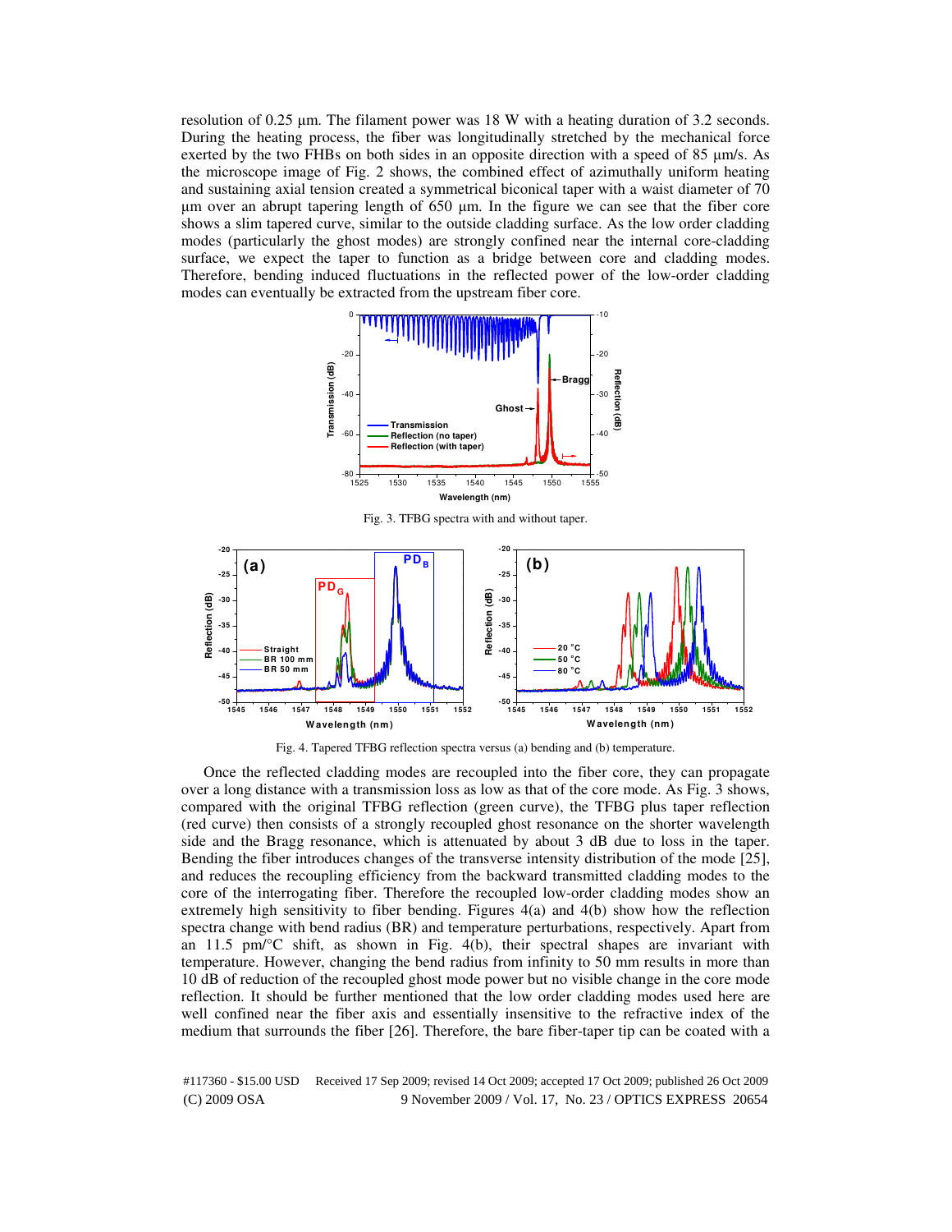resolution of 0.25 μm. The filament power was 18 W with a heating duration of 3.2 seconds. During the heating process, the fiber was longitudinally stretched by the mechanical force exerted by the two FHBs on both sides in an opposite direction with a speed of 85 μm/s. As the microscope image of Fig. 2 shows, the combined effect of azimuthally uniform heating and sustaining axial tension created a symmetrical biconical taper with a waist diameter of 70 μm over an abrupt tapering length of 650 μm. In the figure we can see that the fiber core shows a slim tapered curve, similar to the outside cladding surface. As the low order cladding modes (particularly the ghost modes) are strongly confined near the internal core-cladding surface, we expect the taper to function as a bridge between core and cladding modes. Therefore, bending induced fluctuations in the reflected power of the low-order cladding modes can eventually be extracted from the upstream fiber core.

Fig. 3. TFBG spectra with and without taper.

Fig. 4. Tapered TFBG reflection spectra versus (a) bending and (b) temperature.

Once the reflected cladding modes are recoupled into the fiber core, they can propagate over a long distance with a transmission loss as low as that of the core mode. As Fig. 3 shows, compared with the original TFBG reflection (green curve), the TFBG plus taper reflection (red curve) then consists of a strongly recoupled ghost resonance on the shorter wavelength side and the Bragg resonance, which is attenuated by about 3 dB due to loss in the taper. Bending the fiber introduces changes of the transverse intensity distribution of the mode [25], and reduces the recoupling efficiency from the backward transmitted cladding modes to the core of the interrogating fiber. Therefore the recoupled low-order cladding modes show an extremely high sensitivity to fiber bending. Figures 4(a) and 4(b) show how the reflection spectra change with bend radius (BR) and temperature perturbations, respectively. Apart from an 11.5 pm/°C shift, as shown in Fig. 4(b), their spectral shapes are invariant with temperature. However, changing the bend radius from infinity to 50 mm results in more than 10 dB of reduction of the recoupled ghost mode power but no visible change in the core mode reflection. It should be further mentioned that the low order cladding modes used here are well confined near the fiber axis and essentially insensitive to the refractive index of the medium that surrounds the fiber [26]. Therefore, the bare fiber-taper tip can be coated with a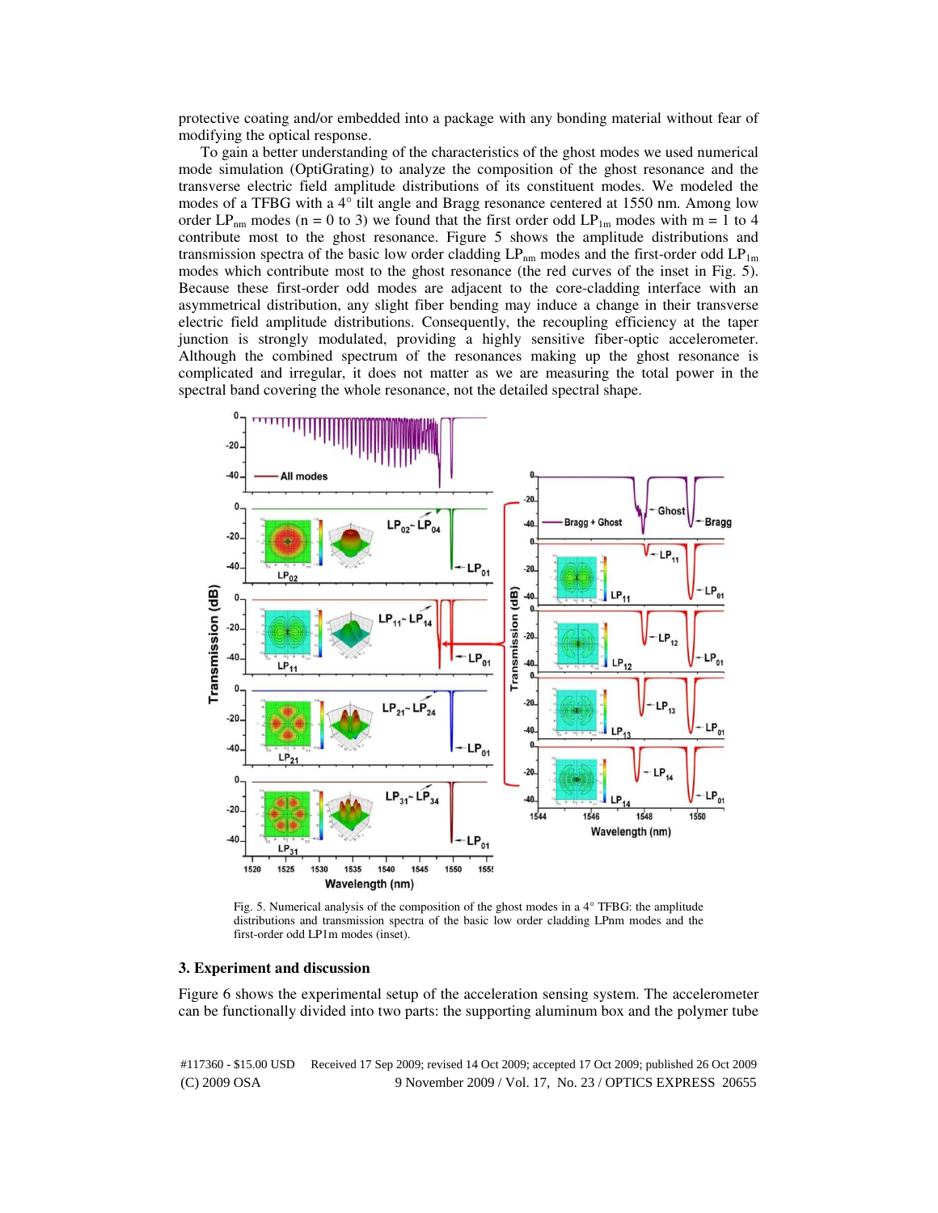protective coating and/or embedded into a package with any bonding material without fear of modifying the optical response.

To gain a better understanding of the characteristics of the ghost modes we used numerical mode simulation (OptiGrating) to analyze the composition of the ghost resonance and the transverse electric field amplitude distributions of its constituent modes. We modeled the modes of a TFBG with a 4° tilt angle and Bragg resonance centered at 1550 nm. Among low order $LP_{nm}$ modes (n = 0 to 3) we found that the first order odd $LP_{1m}$ modes with m = 1 to 4 contribute most to the ghost resonance. Figure 5 shows the amplitude distributions and transmission spectra of the basic low order cladding $LP_{nm}$ modes and the first-order odd $LP_{1m}$ modes which contribute most to the ghost resonance (the red curves of the inset in Fig. 5). Because these first-order odd modes are adjacent to the core-cladding interface with an asymmetrical distribution, any slight fiber bending may induce a change in their transverse electric field amplitude distributions. Consequently, the recoupling efficiency at the taper junction is strongly modulated, providing a highly sensitive fiber-optic accelerometer. Although the combined spectrum of the resonances making up the ghost resonance is complicated and irregular, it does not matter as we are measuring the total power in the spectral band covering the whole resonance, not the detailed spectral shape.

Fig. 5. Numerical analysis of the composition of the ghost modes in a 4° TFBG: the amplitude distributions and transmission spectra of the basic low order cladding LPnm modes and the first-order odd LP1m modes (inset).

## 3. Experiment and discussion

Figure 6 shows the experimental setup of the acceleration sensing system. The accelerometer can be functionally divided into two parts: the supporting aluminum box and the polymer tube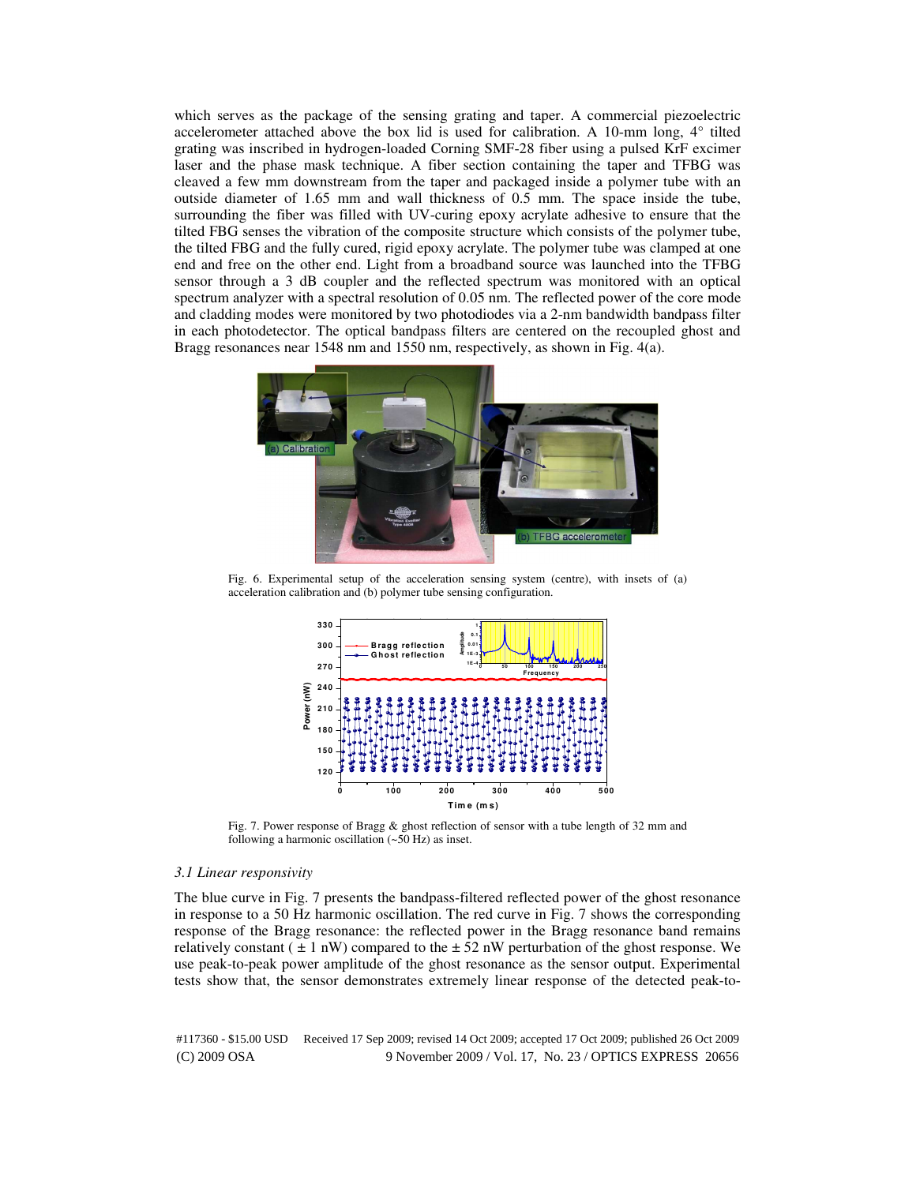which serves as the package of the sensing grating and taper. A commercial piezoelectric accelerometer attached above the box lid is used for calibration. A 10-mm long, 4° tilted grating was inscribed in hydrogen-loaded Corning SMF-28 fiber using a pulsed KrF excimer laser and the phase mask technique. A fiber section containing the taper and TFBG was cleaved a few mm downstream from the taper and packaged inside a polymer tube with an outside diameter of 1.65 mm and wall thickness of 0.5 mm. The space inside the tube, surrounding the fiber was filled with UV-curing epoxy acrylate adhesive to ensure that the tilted FBG senses the vibration of the composite structure which consists of the polymer tube, the tilted FBG and the fully cured, rigid epoxy acrylate. The polymer tube was clamped at one end and free on the other end. Light from a broadband source was launched into the TFBG sensor through a 3 dB coupler and the reflected spectrum was monitored with an optical spectrum analyzer with a spectral resolution of 0.05 nm. The reflected power of the core mode and cladding modes were monitored by two photodiodes via a 2-nm bandwidth bandpass filter in each photodetector. The optical bandpass filters are centered on the recoupled ghost and Bragg resonances near 1548 nm and 1550 nm, respectively, as shown in Fig. 4(a).

Fig. 6. Experimental setup of the acceleration sensing system (centre), with insets of (a) acceleration calibration and (b) polymer tube sensing configuration.

Fig. 7. Power response of Bragg & ghost reflection of sensor with a tube length of 32 mm and following a harmonic oscillation (~50 Hz) as inset.

### *3.1 Linear responsivity*

The blue curve in Fig. 7 presents the bandpass-filtered reflected power of the ghost resonance in response to a 50 Hz harmonic oscillation. The red curve in Fig. 7 shows the corresponding response of the Bragg resonance: the reflected power in the Bragg resonance band remains relatively constant ( ± 1 nW) compared to the ± 52 nW perturbation of the ghost response. We use peak-to-peak power amplitude of the ghost resonance as the sensor output. Experimental tests show that, the sensor demonstrates extremely linear response of the detected peak-to-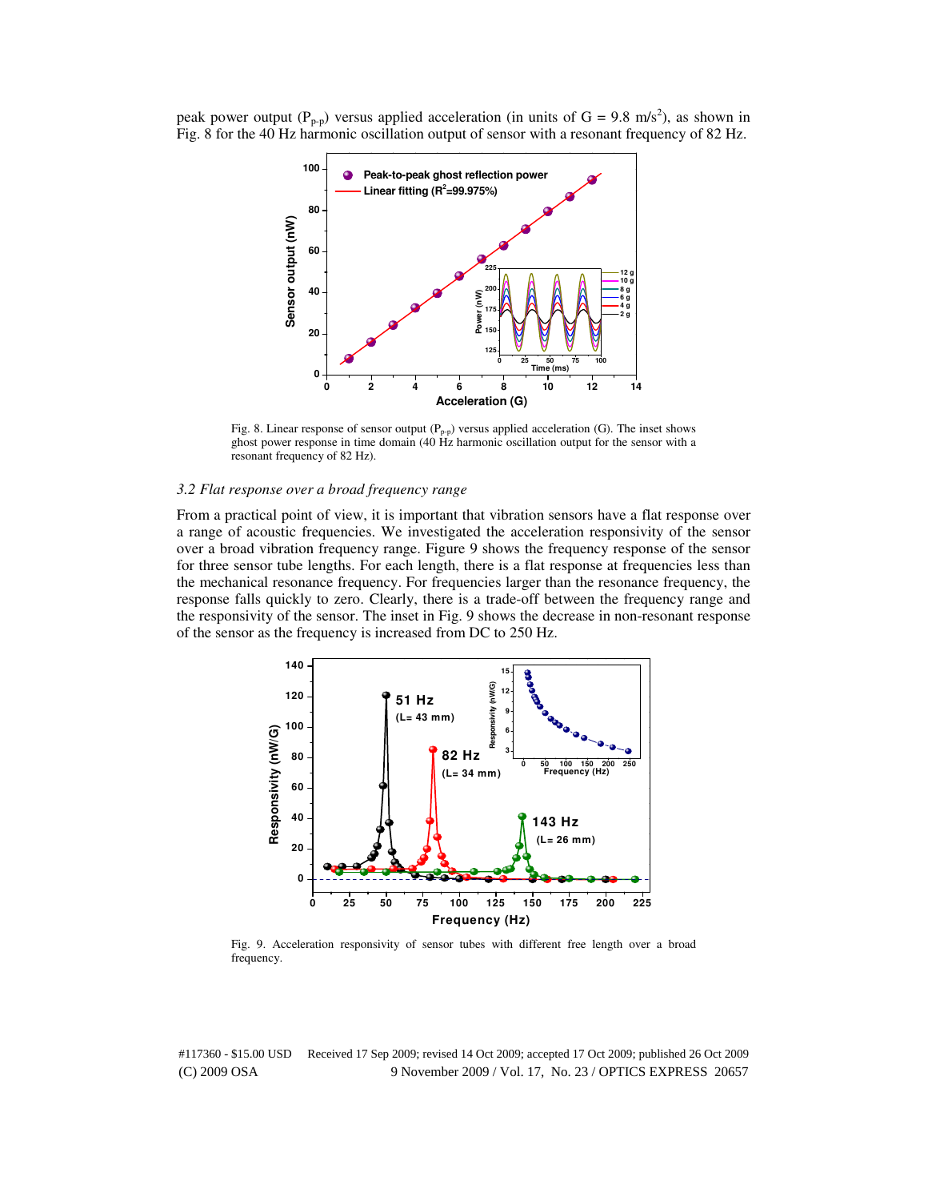peak power output ($P_{p\text{-}p}$) versus applied acceleration (in units of G = 9.8 m/s$^2$), as shown in Fig. 8 for the 40 Hz harmonic oscillation output of sensor with a resonant frequency of 82 Hz.

Fig. 8. Linear response of sensor output ($P_{p\text{-}p}$) versus applied acceleration (G). The inset shows ghost power response in time domain (40 Hz harmonic oscillation output for the sensor with a resonant frequency of 82 Hz).

### *3.2 Flat response over a broad frequency range*

From a practical point of view, it is important that vibration sensors have a flat response over a range of acoustic frequencies. We investigated the acceleration responsivity of the sensor over a broad vibration frequency range. Figure 9 shows the frequency response of the sensor for three sensor tube lengths. For each length, there is a flat response at frequencies less than the mechanical resonance frequency. For frequencies larger than the resonance frequency, the response falls quickly to zero. Clearly, there is a trade-off between the frequency range and the responsivity of the sensor. The inset in Fig. 9 shows the decrease in non-resonant response of the sensor as the frequency is increased from DC to 250 Hz.

Fig. 9. Acceleration responsivity of sensor tubes with different free length over a broad frequency.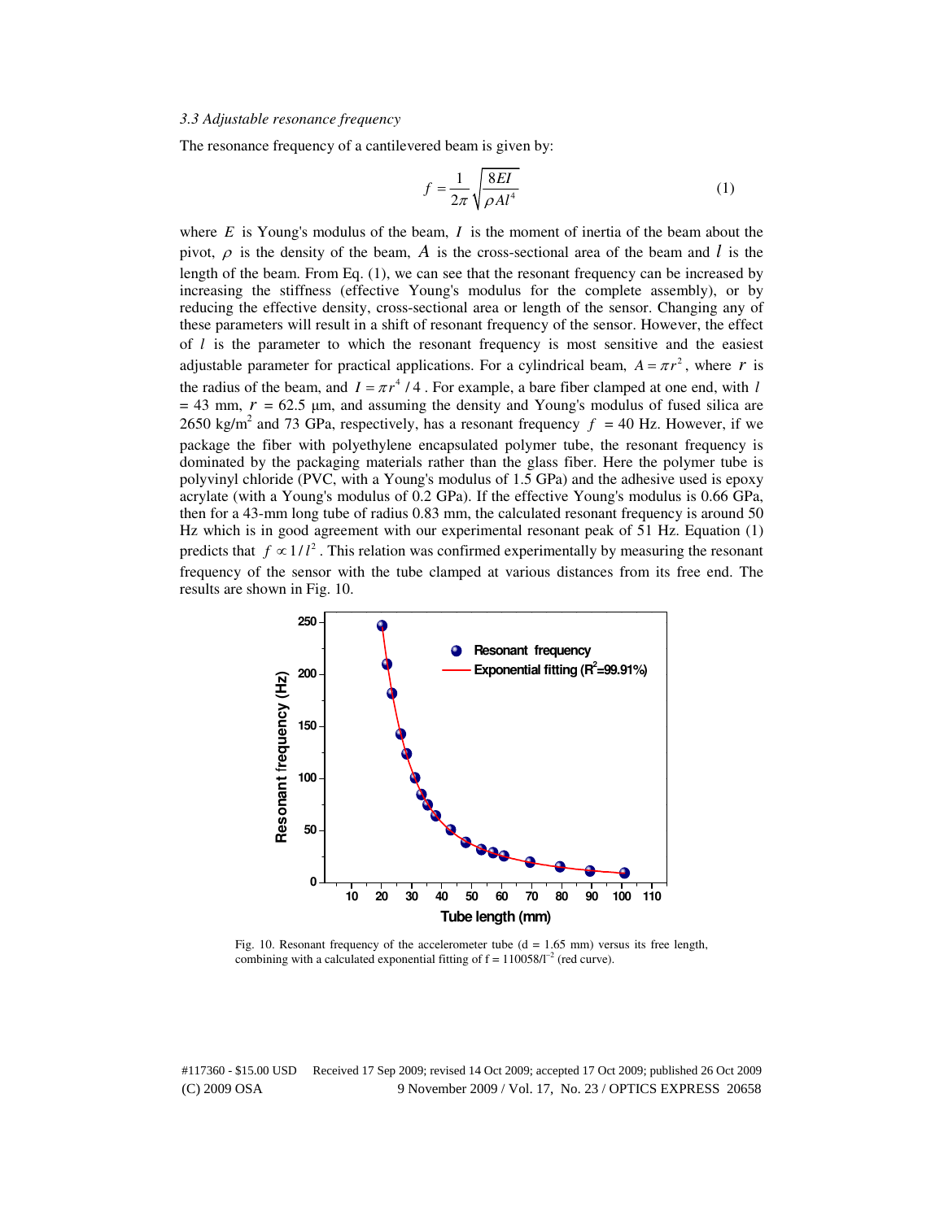*3.3 Adjustable resonance frequency*

The resonance frequency of a cantilevered beam is given by:

$$f = \frac{1}{2\pi}\sqrt{\frac{8EI}{\rho A l^4}} \tag{1}$$

where $E$ is Young's modulus of the beam, $I$ is the moment of inertia of the beam about the pivot, $\rho$ is the density of the beam, $A$ is the cross-sectional area of the beam and $l$ is the length of the beam. From Eq. (1), we can see that the resonant frequency can be increased by increasing the stiffness (effective Young's modulus for the complete assembly), or by reducing the effective density, cross-sectional area or length of the sensor. Changing any of these parameters will result in a shift of resonant frequency of the sensor. However, the effect of $l$ is the parameter to which the resonant frequency is most sensitive and the easiest adjustable parameter for practical applications. For a cylindrical beam, $A = \pi r^2$, where $r$ is the radius of the beam, and $I = \pi r^4 / 4$. For example, a bare fiber clamped at one end, with $l$ = 43 mm, $r$ = 62.5 μm, and assuming the density and Young's modulus of fused silica are 2650 kg/m$^2$ and 73 GPa, respectively, has a resonant frequency $f$ = 40 Hz. However, if we package the fiber with polyethylene encapsulated polymer tube, the resonant frequency is dominated by the packaging materials rather than the glass fiber. Here the polymer tube is polyvinyl chloride (PVC, with a Young's modulus of 1.5 GPa) and the adhesive used is epoxy acrylate (with a Young's modulus of 0.2 GPa). If the effective Young's modulus is 0.66 GPa, then for a 43-mm long tube of radius 0.83 mm, the calculated resonant frequency is around 50 Hz which is in good agreement with our experimental resonant peak of 51 Hz. Equation (1) predicts that $f \propto 1/l^2$. This relation was confirmed experimentally by measuring the resonant frequency of the sensor with the tube clamped at various distances from its free end. The results are shown in Fig. 10.

Fig. 10. Resonant frequency of the accelerometer tube (d = 1.65 mm) versus its free length, combining with a calculated exponential fitting of $f = 110058/l^{-2}$ (red curve).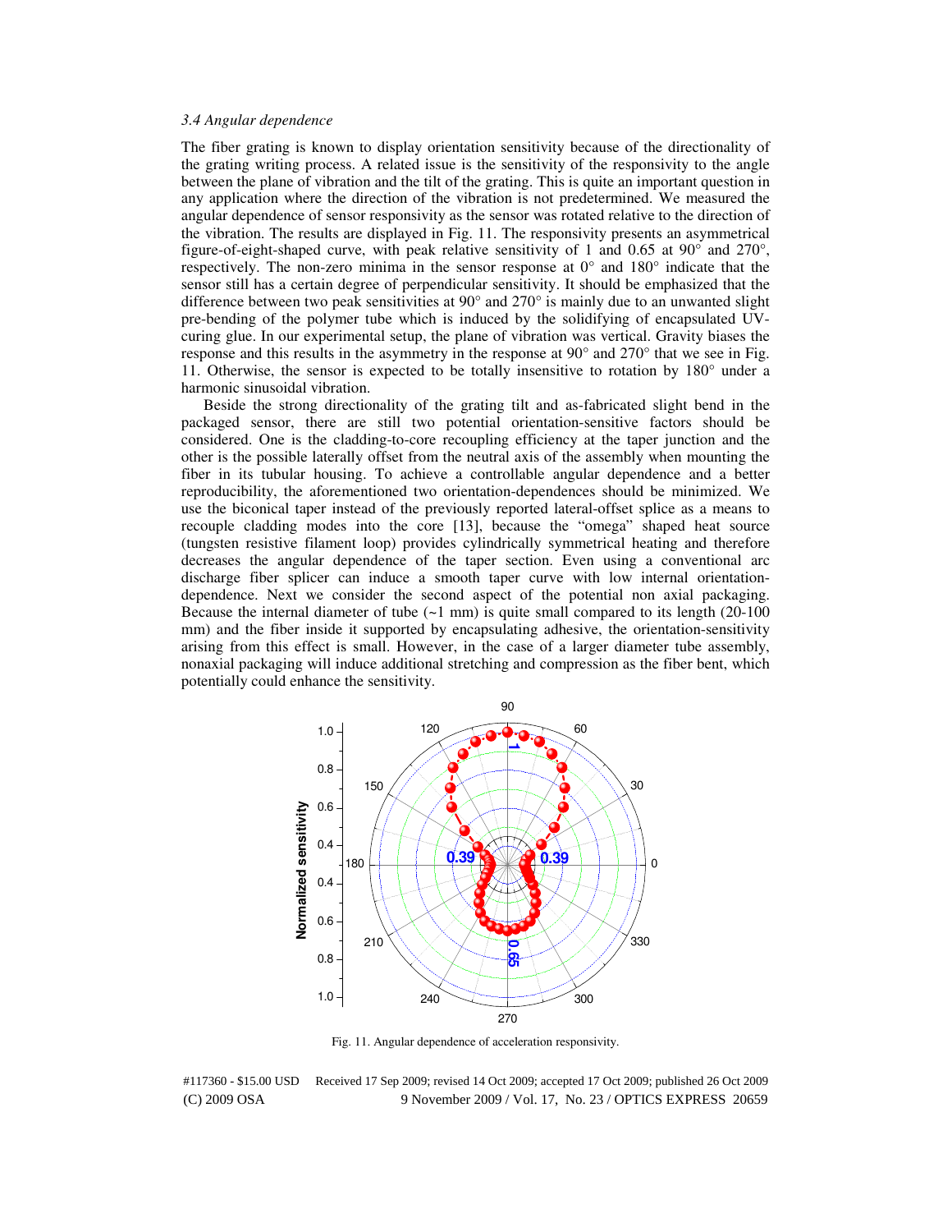### *3.4 Angular dependence*

The fiber grating is known to display orientation sensitivity because of the directionality of the grating writing process. A related issue is the sensitivity of the responsivity to the angle between the plane of vibration and the tilt of the grating. This is quite an important question in any application where the direction of the vibration is not predetermined. We measured the angular dependence of sensor responsivity as the sensor was rotated relative to the direction of the vibration. The results are displayed in Fig. 11. The responsivity presents an asymmetrical figure-of-eight-shaped curve, with peak relative sensitivity of 1 and 0.65 at 90° and 270°, respectively. The non-zero minima in the sensor response at 0° and 180° indicate that the sensor still has a certain degree of perpendicular sensitivity. It should be emphasized that the difference between two peak sensitivities at 90° and 270° is mainly due to an unwanted slight pre-bending of the polymer tube which is induced by the solidifying of encapsulated UV-curing glue. In our experimental setup, the plane of vibration was vertical. Gravity biases the response and this results in the asymmetry in the response at 90° and 270° that we see in Fig. 11. Otherwise, the sensor is expected to be totally insensitive to rotation by 180° under a harmonic sinusoidal vibration.

Beside the strong directionality of the grating tilt and as-fabricated slight bend in the packaged sensor, there are still two potential orientation-sensitive factors should be considered. One is the cladding-to-core recoupling efficiency at the taper junction and the other is the possible laterally offset from the neutral axis of the assembly when mounting the fiber in its tubular housing. To achieve a controllable angular dependence and a better reproducibility, the aforementioned two orientation-dependences should be minimized. We use the biconical taper instead of the previously reported lateral-offset splice as a means to recouple cladding modes into the core [13], because the "omega" shaped heat source (tungsten resistive filament loop) provides cylindrically symmetrical heating and therefore decreases the angular dependence of the taper section. Even using a conventional arc discharge fiber splicer can induce a smooth taper curve with low internal orientation-dependence. Next we consider the second aspect of the potential non axial packaging. Because the internal diameter of tube (~1 mm) is quite small compared to its length (20-100 mm) and the fiber inside it supported by encapsulating adhesive, the orientation-sensitivity arising from this effect is small. However, in the case of a larger diameter tube assembly, nonaxial packaging will induce additional stretching and compression as the fiber bent, which potentially could enhance the sensitivity.

Fig. 11. Angular dependence of acceleration responsivity.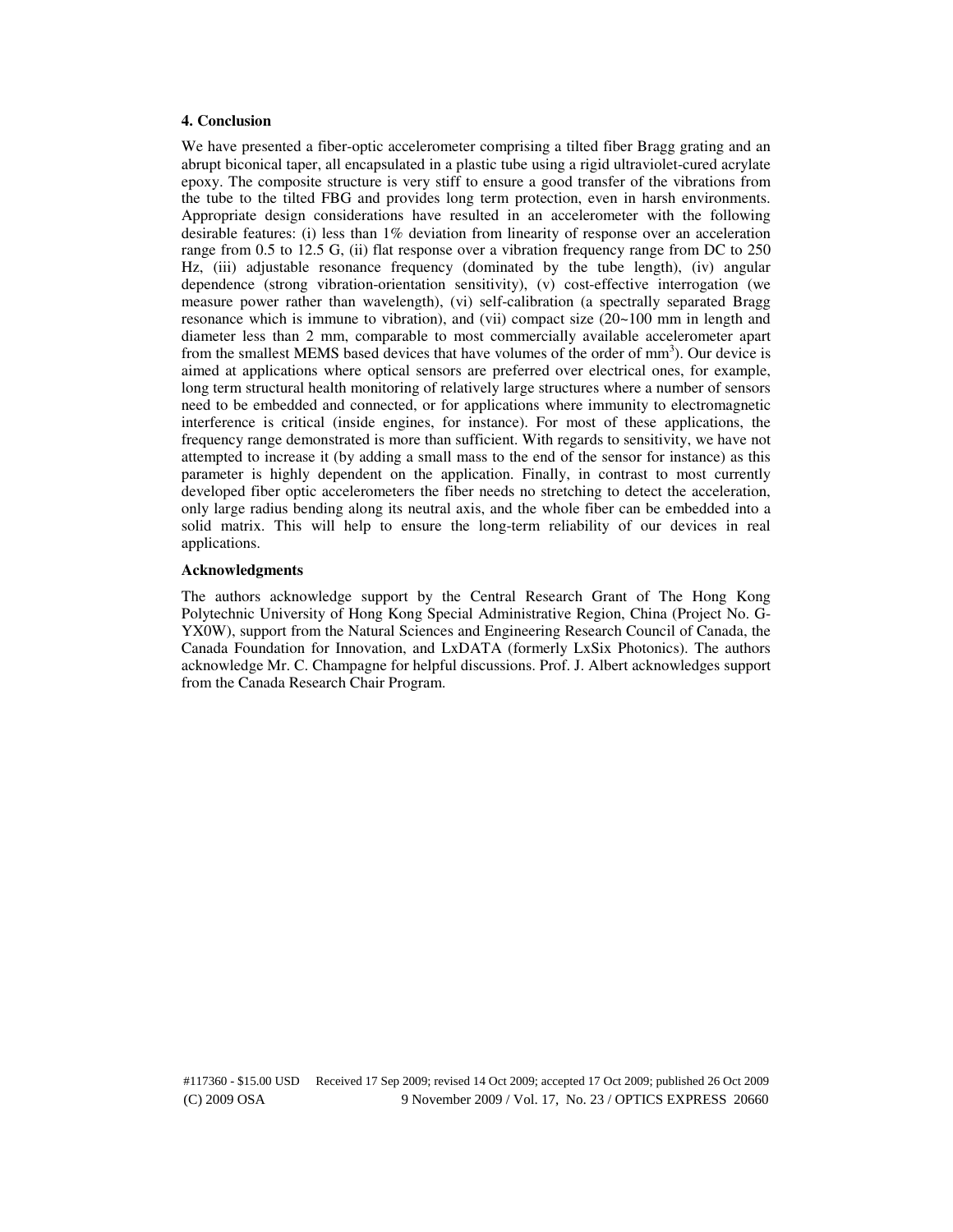### 4. Conclusion

We have presented a fiber-optic accelerometer comprising a tilted fiber Bragg grating and an abrupt biconical taper, all encapsulated in a plastic tube using a rigid ultraviolet-cured acrylate epoxy. The composite structure is very stiff to ensure a good transfer of the vibrations from the tube to the tilted FBG and provides long term protection, even in harsh environments. Appropriate design considerations have resulted in an accelerometer with the following desirable features: (i) less than 1% deviation from linearity of response over an acceleration range from 0.5 to 12.5 G, (ii) flat response over a vibration frequency range from DC to 250 Hz, (iii) adjustable resonance frequency (dominated by the tube length), (iv) angular dependence (strong vibration-orientation sensitivity), (v) cost-effective interrogation (we measure power rather than wavelength), (vi) self-calibration (a spectrally separated Bragg resonance which is immune to vibration), and (vii) compact size (20~100 mm in length and diameter less than 2 mm, comparable to most commercially available accelerometer apart from the smallest MEMS based devices that have volumes of the order of $mm^3$). Our device is aimed at applications where optical sensors are preferred over electrical ones, for example, long term structural health monitoring of relatively large structures where a number of sensors need to be embedded and connected, or for applications where immunity to electromagnetic interference is critical (inside engines, for instance). For most of these applications, the frequency range demonstrated is more than sufficient. With regards to sensitivity, we have not attempted to increase it (by adding a small mass to the end of the sensor for instance) as this parameter is highly dependent on the application. Finally, in contrast to most currently developed fiber optic accelerometers the fiber needs no stretching to detect the acceleration, only large radius bending along its neutral axis, and the whole fiber can be embedded into a solid matrix. This will help to ensure the long-term reliability of our devices in real applications.

### Acknowledgments

The authors acknowledge support by the Central Research Grant of The Hong Kong Polytechnic University of Hong Kong Special Administrative Region, China (Project No. G-YX0W), support from the Natural Sciences and Engineering Research Council of Canada, the Canada Foundation for Innovation, and LxDATA (formerly LxSix Photonics). The authors acknowledge Mr. C. Champagne for helpful discussions. Prof. J. Albert acknowledges support from the Canada Research Chair Program.